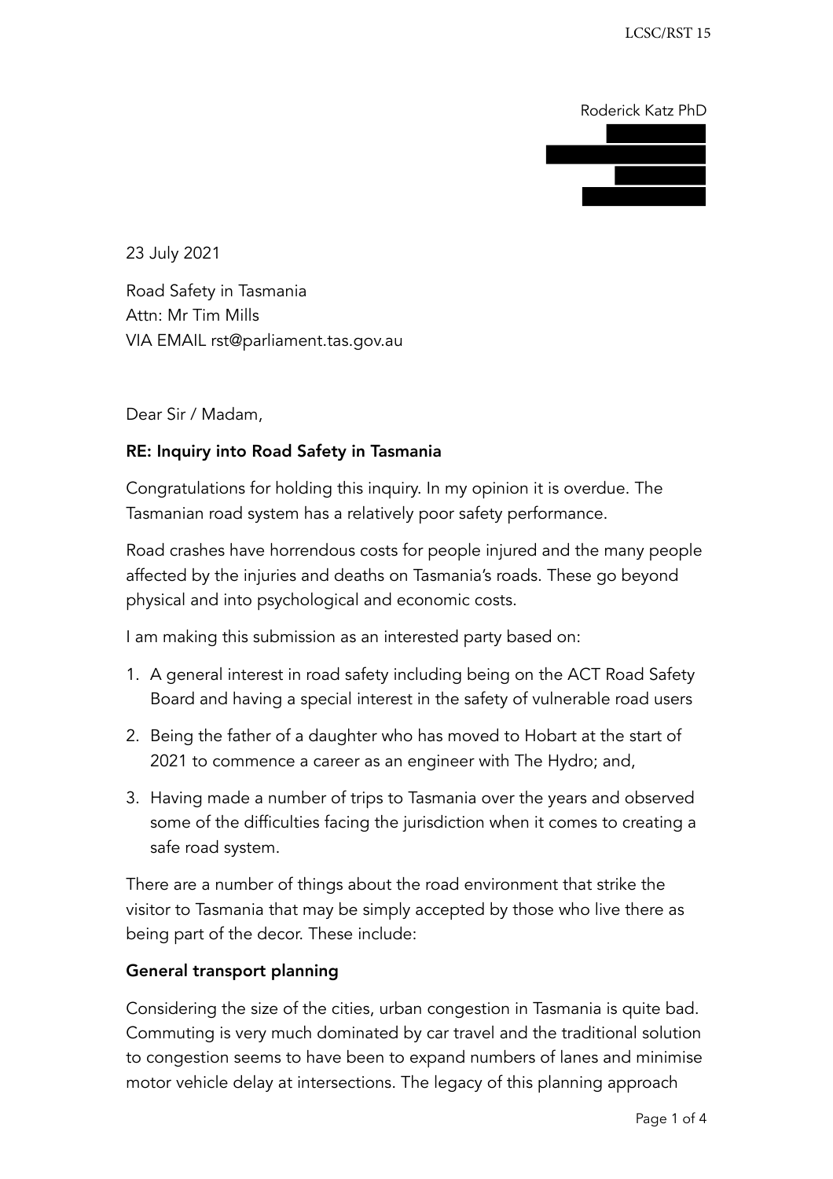Roderick Katz PhD

23 July 2021

Road Safety in Tasmania
Attn: Mr Tim Mills
VIA EMAIL rst@parliament.tas.gov.au

Dear Sir / Madam,

**RE: Inquiry into Road Safety in Tasmania**

Congratulations for holding this inquiry. In my opinion it is overdue. The Tasmanian road system has a relatively poor safety performance.

Road crashes have horrendous costs for people injured and the many people affected by the injuries and deaths on Tasmania's roads. These go beyond physical and into psychological and economic costs.

I am making this submission as an interested party based on:

1. A general interest in road safety including being on the ACT Road Safety Board and having a special interest in the safety of vulnerable road users
2. Being the father of a daughter who has moved to Hobart at the start of 2021 to commence a career as an engineer with The Hydro; and,
3. Having made a number of trips to Tasmania over the years and observed some of the difficulties facing the jurisdiction when it comes to creating a safe road system.

There are a number of things about the road environment that strike the visitor to Tasmania that may be simply accepted by those who live there as being part of the decor. These include:

**General transport planning**

Considering the size of the cities, urban congestion in Tasmania is quite bad. Commuting is very much dominated by car travel and the traditional solution to congestion seems to have been to expand numbers of lanes and minimise motor vehicle delay at intersections. The legacy of this planning approach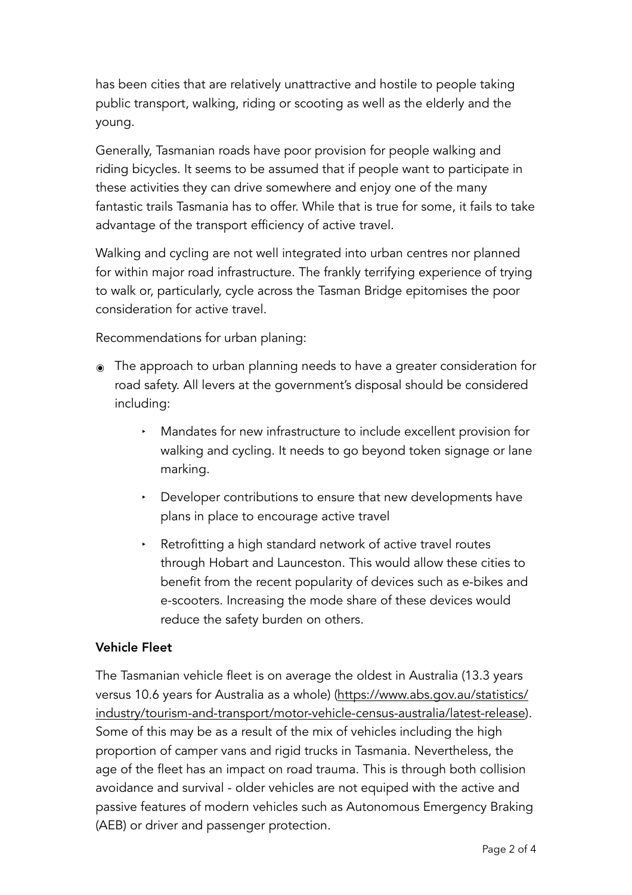has been cities that are relatively unattractive and hostile to people taking public transport, walking, riding or scooting as well as the elderly and the young.

Generally, Tasmanian roads have poor provision for people walking and riding bicycles. It seems to be assumed that if people want to participate in these activities they can drive somewhere and enjoy one of the many fantastic trails Tasmania has to offer. While that is true for some, it fails to take advantage of the transport efficiency of active travel.

Walking and cycling are not well integrated into urban centres nor planned for within major road infrastructure. The frankly terrifying experience of trying to walk or, particularly, cycle across the Tasman Bridge epitomises the poor consideration for active travel.

Recommendations for urban planing:

- The approach to urban planning needs to have a greater consideration for road safety. All levers at the government's disposal should be considered including:
    - Mandates for new infrastructure to include excellent provision for walking and cycling. It needs to go beyond token signage or lane marking.
    - Developer contributions to ensure that new developments have plans in place to encourage active travel
    - Retrofitting a high standard network of active travel routes through Hobart and Launceston. This would allow these cities to benefit from the recent popularity of devices such as e-bikes and e-scooters. Increasing the mode share of these devices would reduce the safety burden on others.

**Vehicle Fleet**

The Tasmanian vehicle fleet is on average the oldest in Australia (13.3 years versus 10.6 years for Australia as a whole) (https://www.abs.gov.au/statistics/industry/tourism-and-transport/motor-vehicle-census-australia/latest-release). Some of this may be as a result of the mix of vehicles including the high proportion of camper vans and rigid trucks in Tasmania. Nevertheless, the age of the fleet has an impact on road trauma. This is through both collision avoidance and survival - older vehicles are not equiped with the active and passive features of modern vehicles such as Autonomous Emergency Braking (AEB) or driver and passenger protection.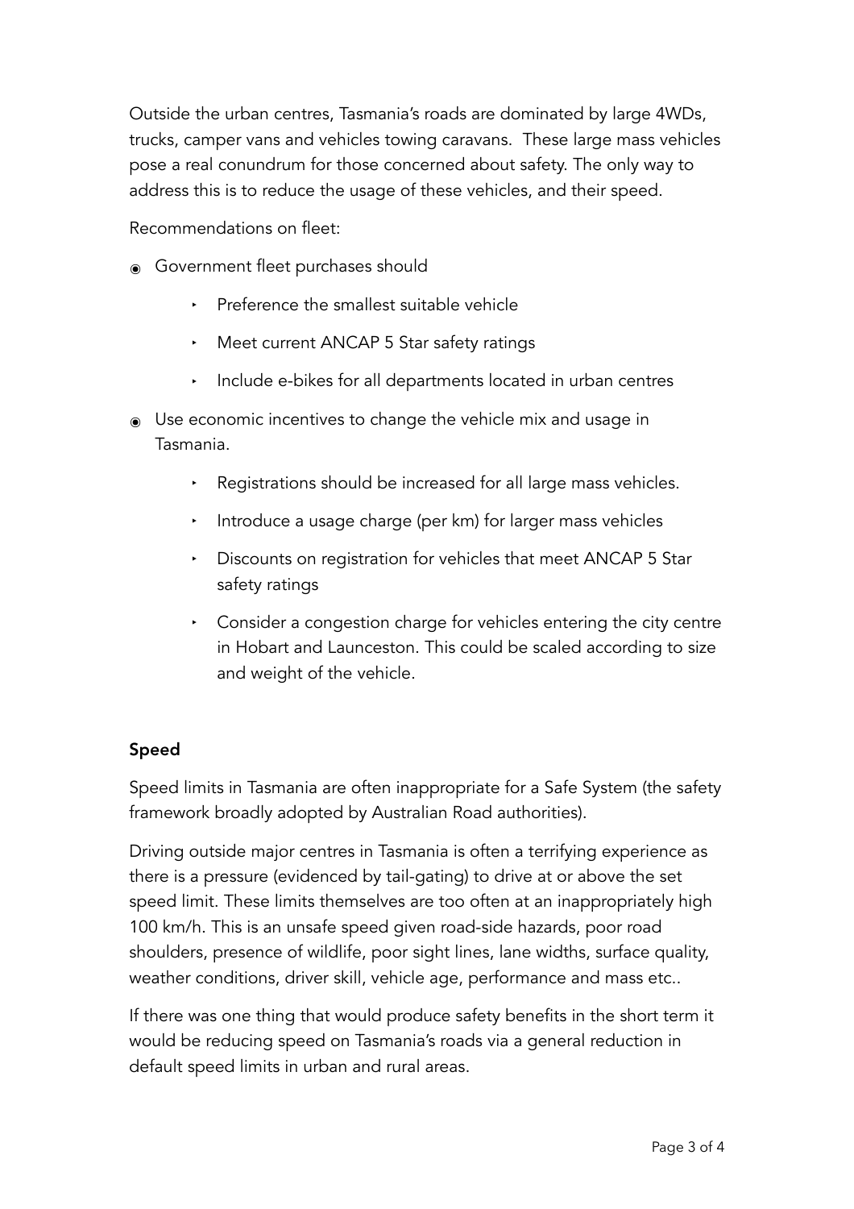Outside the urban centres, Tasmania's roads are dominated by large 4WDs, trucks, camper vans and vehicles towing caravans. These large mass vehicles pose a real conundrum for those concerned about safety. The only way to address this is to reduce the usage of these vehicles, and their speed.

Recommendations on fleet:

- Government fleet purchases should
  - Preference the smallest suitable vehicle
  - Meet current ANCAP 5 Star safety ratings
  - Include e-bikes for all departments located in urban centres
- Use economic incentives to change the vehicle mix and usage in Tasmania.
  - Registrations should be increased for all large mass vehicles.
  - Introduce a usage charge (per km) for larger mass vehicles
  - Discounts on registration for vehicles that meet ANCAP 5 Star safety ratings
  - Consider a congestion charge for vehicles entering the city centre in Hobart and Launceston. This could be scaled according to size and weight of the vehicle.

**Speed**

Speed limits in Tasmania are often inappropriate for a Safe System (the safety framework broadly adopted by Australian Road authorities).

Driving outside major centres in Tasmania is often a terrifying experience as there is a pressure (evidenced by tail-gating) to drive at or above the set speed limit. These limits themselves are too often at an inappropriately high 100 km/h. This is an unsafe speed given road-side hazards, poor road shoulders, presence of wildlife, poor sight lines, lane widths, surface quality, weather conditions, driver skill, vehicle age, performance and mass etc..

If there was one thing that would produce safety benefits in the short term it would be reducing speed on Tasmania's roads via a general reduction in default speed limits in urban and rural areas.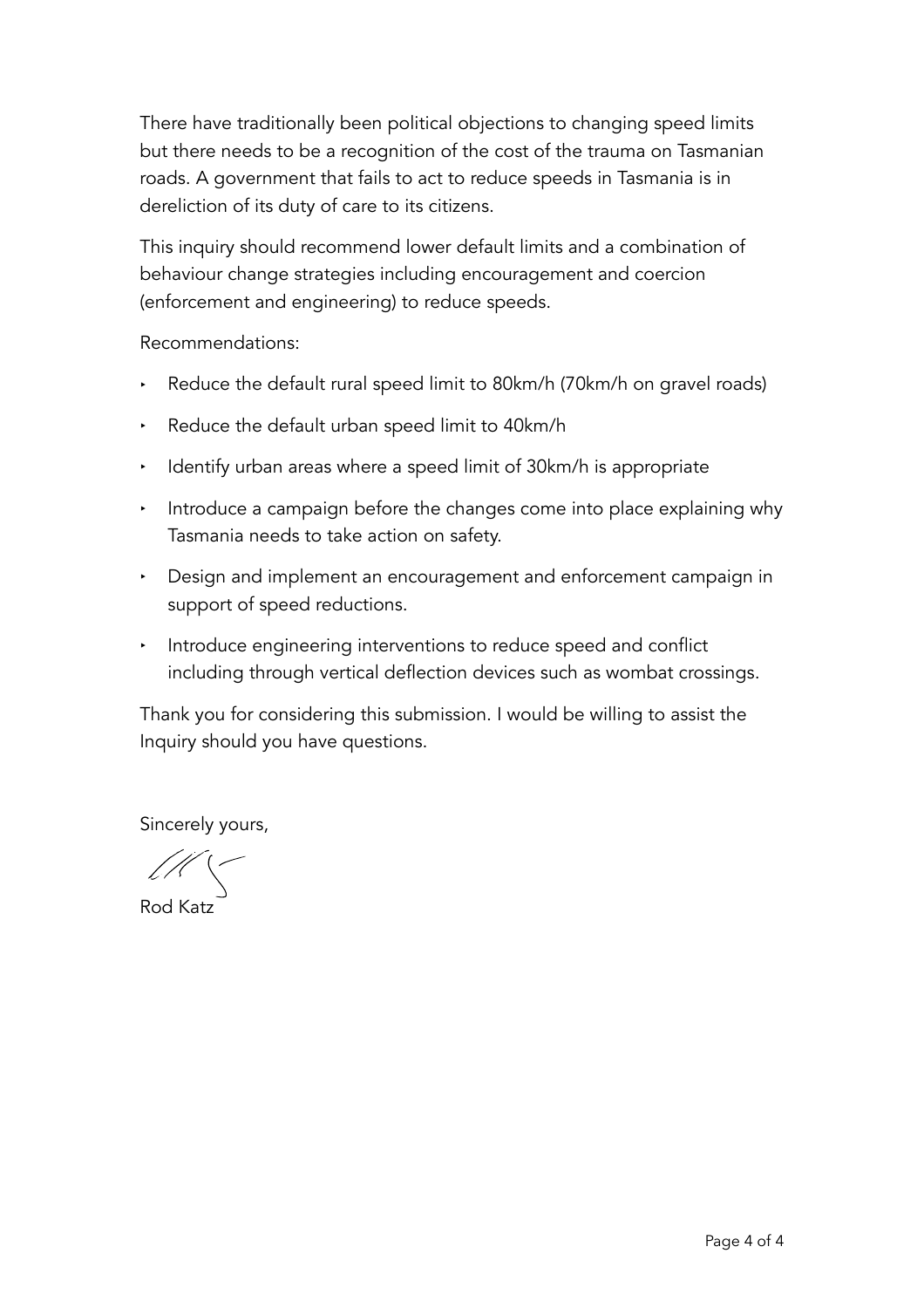There have traditionally been political objections to changing speed limits but there needs to be a recognition of the cost of the trauma on Tasmanian roads. A government that fails to act to reduce speeds in Tasmania is in dereliction of its duty of care to its citizens.

This inquiry should recommend lower default limits and a combination of behaviour change strategies including encouragement and coercion (enforcement and engineering) to reduce speeds.

Recommendations:

- Reduce the default rural speed limit to 80km/h (70km/h on gravel roads)
- Reduce the default urban speed limit to 40km/h
- Identify urban areas where a speed limit of 30km/h is appropriate
- Introduce a campaign before the changes come into place explaining why Tasmania needs to take action on safety.
- Design and implement an encouragement and enforcement campaign in support of speed reductions.
- Introduce engineering interventions to reduce speed and conflict including through vertical deflection devices such as wombat crossings.

Thank you for considering this submission. I would be willing to assist the Inquiry should you have questions.

Sincerely yours,

Rod Katz